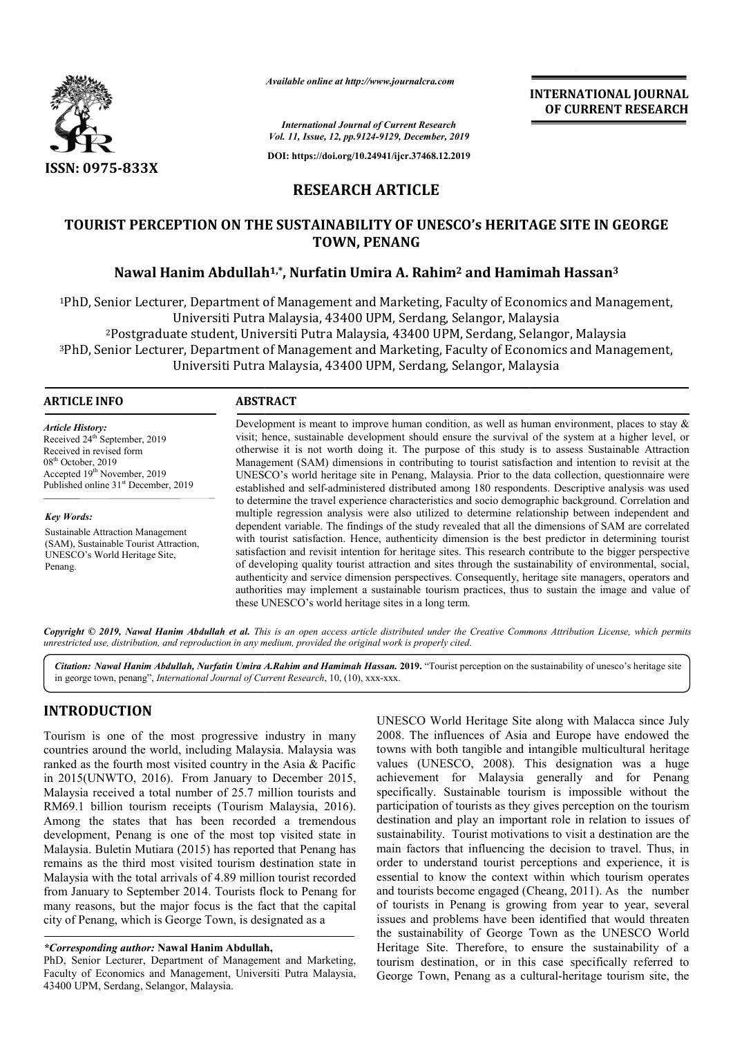*Available online at http://www.journalcra.com*

*International Journal of Current Research*
*Vol. 11, Issue, 12, pp.9124-9129, December, 2019*

**DOI: https://doi.org/10.24941/ijcr.37468.12.2019**

**INTERNATIONAL JOURNAL OF CURRENT RESEARCH**

**ISSN: 0975-833X**

# RESEARCH ARTICLE

# TOURIST PERCEPTION ON THE SUSTAINABILITY OF UNESCO's HERITAGE SITE IN GEORGE TOWN, PENANG

**Nawal Hanim Abdullah[1,*], Nurfatin Umira A. Rahim[2] and Hamimah Hassan[3]**

[1]PhD, Senior Lecturer, Department of Management and Marketing, Faculty of Economics and Management, Universiti Putra Malaysia, 43400 UPM, Serdang, Selangor, Malaysia

[2]Postgraduate student, Universiti Putra Malaysia, 43400 UPM, Serdang, Selangor, Malaysia

[3]PhD, Senior Lecturer, Department of Management and Marketing, Faculty of Economics and Management, Universiti Putra Malaysia, 43400 UPM, Serdang, Selangor, Malaysia

## ARTICLE INFO

*Article History:*
Received 24th September, 2019
Received in revised form 08th October, 2019
Accepted 19th November, 2019
Published online 31st December, 2019

*Key Words:*
Sustainable Attraction Management (SAM), Sustainable Tourist Attraction, UNESCO's World Heritage Site, Penang.

## ABSTRACT

Development is meant to improve human condition, as well as human environment, places to stay & visit; hence, sustainable development should ensure the survival of the system at a higher level, or otherwise it is not worth doing it. The purpose of this study is to assess Sustainable Attraction Management (SAM) dimensions in contributing to tourist satisfaction and intention to revisit at the UNESCO's world heritage site in Penang, Malaysia. Prior to the data collection, questionnaire were established and self-administered distributed among 180 respondents. Descriptive analysis was used to determine the travel experience characteristics and socio demographic background. Correlation and multiple regression analysis were also utilized to determine relationship between independent and dependent variable. The findings of the study revealed that all the dimensions of SAM are correlated with tourist satisfaction. Hence, authenticity dimension is the best predictor in determining tourist satisfaction and revisit intention for heritage sites. This research contribute to the bigger perspective of developing quality tourist attraction and sites through the sustainability of environmental, social, authenticity and service dimension perspectives. Consequently, heritage site managers, operators and authorities may implement a sustainable tourism practices, thus to sustain the image and value of these UNESCO's world heritage sites in a long term.

*Copyright © 2019, Nawal Hanim Abdullah et al. This is an open access article distributed under the Creative Commons Attribution License, which permits unrestricted use, distribution, and reproduction in any medium, provided the original work is properly cited.*

*Citation: Nawal Hanim Abdullah, Nurfatin Umira A.Rahim and Hamimah Hassan.* **2019.** "Tourist perception on the sustainability of unesco's heritage site in george town, penang", *International Journal of Current Research*, 10, (10), xxx-xxx.

## INTRODUCTION

Tourism is one of the most progressive industry in many countries around the world, including Malaysia. Malaysia was ranked as the fourth most visited country in the Asia & Pacific in 2015(UNWTO, 2016). From January to December 2015, Malaysia received a total number of 25.7 million tourists and RM69.1 billion tourism receipts (Tourism Malaysia, 2016). Among the states that has been recorded a tremendous development, Penang is one of the most top visited state in Malaysia. Buletin Mutiara (2015) has reported that Penang has remains as the third most visited tourism destination state in Malaysia with the total arrivals of 4.89 million tourist recorded from January to September 2014. Tourists flock to Penang for many reasons, but the major focus is the fact that the capital city of Penang, which is George Town, is designated as a UNESCO World Heritage Site along with Malacca since July 2008. The influences of Asia and Europe have endowed the towns with both tangible and intangible multicultural heritage values (UNESCO, 2008). This designation was a huge achievement for Malaysia generally and for Penang specifically. Sustainable tourism is impossible without the participation of tourists as they gives perception on the tourism destination and play an important role in relation to issues of sustainability. Tourist motivations to visit a destination are the main factors that influencing the decision to travel. Thus, in order to understand tourist perceptions and experience, it is essential to know the context within which tourism operates and tourists become engaged (Cheang, 2011). As the number of tourists in Penang is growing from year to year, several issues and problems have been identified that would threaten the sustainability of George Town as the UNESCO World Heritage Site. Therefore, to ensure the sustainability of a tourism destination, or in this case specifically referred to George Town, Penang as a cultural-heritage tourism site, the

*\*Corresponding author:* **Nawal Hanim Abdullah,**
PhD, Senior Lecturer, Department of Management and Marketing, Faculty of Economics and Management, Universiti Putra Malaysia, 43400 UPM, Serdang, Selangor, Malaysia.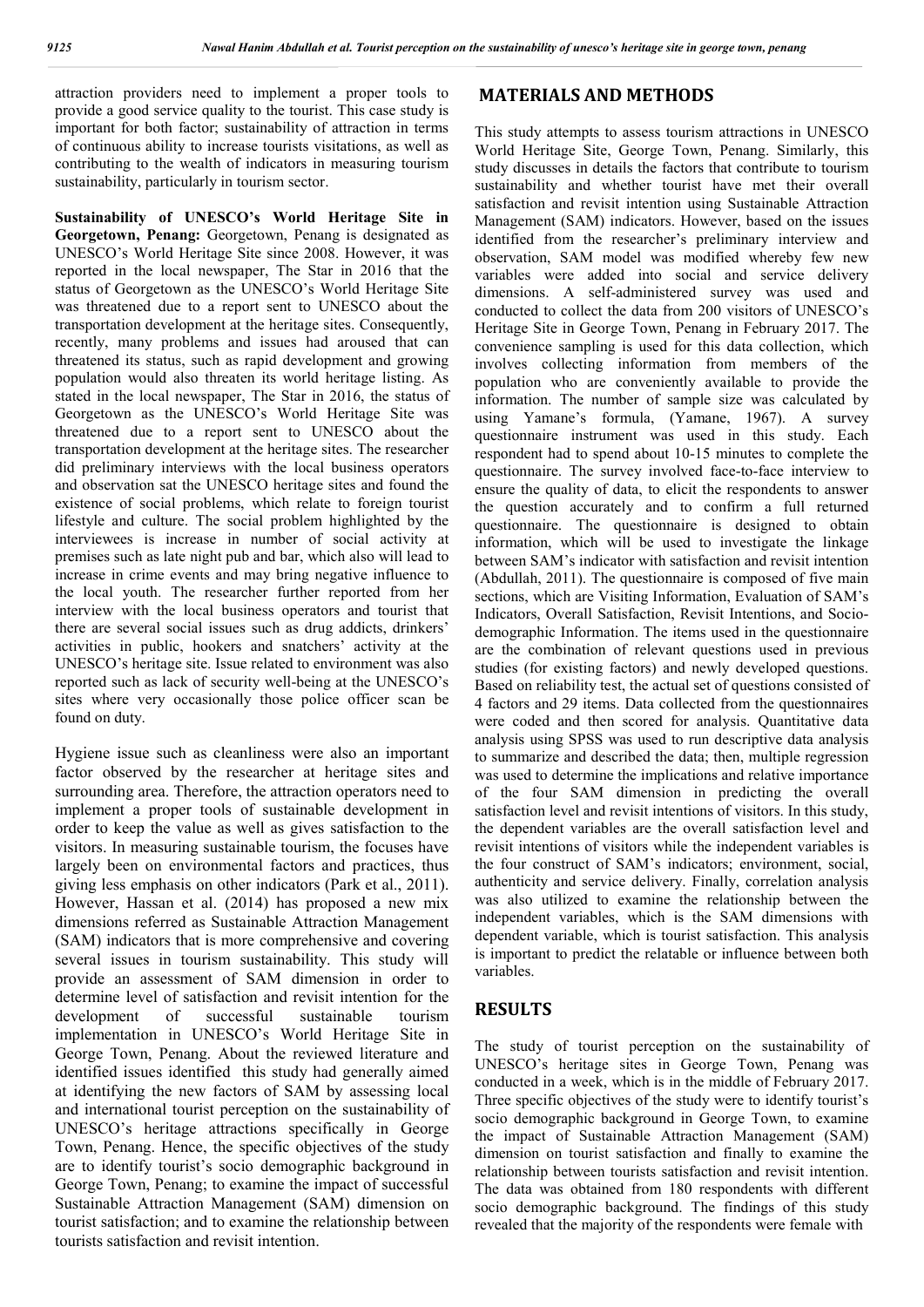attraction providers need to implement a proper tools to provide a good service quality to the tourist. This case study is important for both factor; sustainability of attraction in terms of continuous ability to increase tourists visitations, as well as contributing to the wealth of indicators in measuring tourism sustainability, particularly in tourism sector.

**Sustainability of UNESCO's World Heritage Site in Georgetown, Penang:** Georgetown, Penang is designated as UNESCO's World Heritage Site since 2008. However, it was reported in the local newspaper, The Star in 2016 that the status of Georgetown as the UNESCO's World Heritage Site was threatened due to a report sent to UNESCO about the transportation development at the heritage sites. Consequently, recently, many problems and issues had aroused that can threatened its status, such as rapid development and growing population would also threaten its world heritage listing. As stated in the local newspaper, The Star in 2016, the status of Georgetown as the UNESCO's World Heritage Site was threatened due to a report sent to UNESCO about the transportation development at the heritage sites. The researcher did preliminary interviews with the local business operators and observation sat the UNESCO heritage sites and found the existence of social problems, which relate to foreign tourist lifestyle and culture. The social problem highlighted by the interviewees is increase in number of social activity at premises such as late night pub and bar, which also will lead to increase in crime events and may bring negative influence to the local youth. The researcher further reported from her interview with the local business operators and tourist that there are several social issues such as drug addicts, drinkers' activities in public, hookers and snatchers' activity at the UNESCO's heritage site. Issue related to environment was also reported such as lack of security well-being at the UNESCO's sites where very occasionally those police officer scan be found on duty.

Hygiene issue such as cleanliness were also an important factor observed by the researcher at heritage sites and surrounding area. Therefore, the attraction operators need to implement a proper tools of sustainable development in order to keep the value as well as gives satisfaction to the visitors. In measuring sustainable tourism, the focuses have largely been on environmental factors and practices, thus giving less emphasis on other indicators (Park et al., 2011). However, Hassan et al. (2014) has proposed a new mix dimensions referred as Sustainable Attraction Management (SAM) indicators that is more comprehensive and covering several issues in tourism sustainability. This study will provide an assessment of SAM dimension in order to determine level of satisfaction and revisit intention for the development of successful sustainable tourism implementation in UNESCO's World Heritage Site in George Town, Penang. About the reviewed literature and identified issues identified this study had generally aimed at identifying the new factors of SAM by assessing local and international tourist perception on the sustainability of UNESCO's heritage attractions specifically in George Town, Penang. Hence, the specific objectives of the study are to identify tourist's socio demographic background in George Town, Penang; to examine the impact of successful Sustainable Attraction Management (SAM) dimension on tourist satisfaction; and to examine the relationship between tourists satisfaction and revisit intention.

## MATERIALS AND METHODS

This study attempts to assess tourism attractions in UNESCO World Heritage Site, George Town, Penang. Similarly, this study discusses in details the factors that contribute to tourism sustainability and whether tourist have met their overall satisfaction and revisit intention using Sustainable Attraction Management (SAM) indicators. However, based on the issues identified from the researcher's preliminary interview and observation, SAM model was modified whereby few new variables were added into social and service delivery dimensions. A self-administered survey was used and conducted to collect the data from 200 visitors of UNESCO's Heritage Site in George Town, Penang in February 2017. The convenience sampling is used for this data collection, which involves collecting information from members of the population who are conveniently available to provide the information. The number of sample size was calculated by using Yamane's formula, (Yamane, 1967). A survey questionnaire instrument was used in this study. Each respondent had to spend about 10-15 minutes to complete the questionnaire. The survey involved face-to-face interview to ensure the quality of data, to elicit the respondents to answer the question accurately and to confirm a full returned questionnaire. The questionnaire is designed to obtain information, which will be used to investigate the linkage between SAM's indicator with satisfaction and revisit intention (Abdullah, 2011). The questionnaire is composed of five main sections, which are Visiting Information, Evaluation of SAM's Indicators, Overall Satisfaction, Revisit Intentions, and Socio-demographic Information. The items used in the questionnaire are the combination of relevant questions used in previous studies (for existing factors) and newly developed questions. Based on reliability test, the actual set of questions consisted of 4 factors and 29 items. Data collected from the questionnaires were coded and then scored for analysis. Quantitative data analysis using SPSS was used to run descriptive data analysis to summarize and described the data; then, multiple regression was used to determine the implications and relative importance of the four SAM dimension in predicting the overall satisfaction level and revisit intentions of visitors. In this study, the dependent variables are the overall satisfaction level and revisit intentions of visitors while the independent variables is the four construct of SAM's indicators; environment, social, authenticity and service delivery. Finally, correlation analysis was also utilized to examine the relationship between the independent variables, which is the SAM dimensions with dependent variable, which is tourist satisfaction. This analysis is important to predict the relatable or influence between both variables.

## RESULTS

The study of tourist perception on the sustainability of UNESCO's heritage sites in George Town, Penang was conducted in a week, which is in the middle of February 2017. Three specific objectives of the study were to identify tourist's socio demographic background in George Town, to examine the impact of Sustainable Attraction Management (SAM) dimension on tourist satisfaction and finally to examine the relationship between tourists satisfaction and revisit intention. The data was obtained from 180 respondents with different socio demographic background. The findings of this study revealed that the majority of the respondents were female with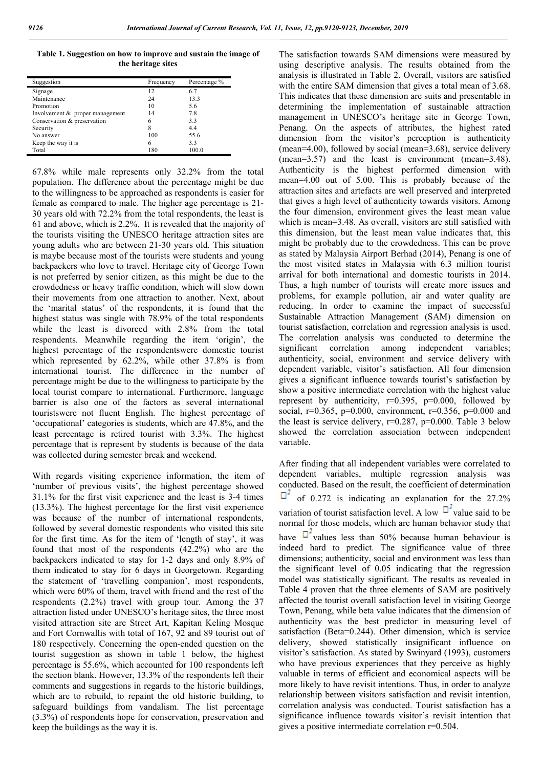**Table 1. Suggestion on how to improve and sustain the image of the heritage sites**

| Suggestion | Frequency | Percentage % |
|---|---|---|
| Signage | 12 | 6.7 |
| Maintenance | 24 | 13.3 |
| Promotion | 10 | 5.6 |
| Involvement & proper management | 14 | 7.8 |
| Conservation & preservation | 6 | 3.3 |
| Security | 8 | 4.4 |
| No answer | 100 | 55.6 |
| Keep the way it is | 6 | 3.3 |
| Total | 180 | 100.0 |

67.8% while male represents only 32.2% from the total population. The difference about the percentage might be due to the willingness to be approached as respondents is easier for female as compared to male. The higher age percentage is 21-30 years old with 72.2% from the total respondents, the least is 61 and above, which is 2.2%. It is revealed that the majority of the tourists visiting the UNESCO heritage attraction sites are young adults who are between 21-30 years old. This situation is maybe because most of the tourists were students and young backpackers who love to travel. Heritage city of George Town is not preferred by senior citizen, as this might be due to the crowdedness or heavy traffic condition, which will slow down their movements from one attraction to another. Next, about the 'marital status' of the respondents, it is found that the highest status was single with 78.9% of the total respondents while the least is divorced with 2.8% from the total respondents. Meanwhile regarding the item 'origin', the highest percentage of the respondentswere domestic tourist which represented by 62.2%, while other 37.8% is from international tourist. The difference in the number of percentage might be due to the willingness to participate by the local tourist compare to international. Furthermore, language barrier is also one of the factors as several international touristswere not fluent English. The highest percentage of 'occupational' categories is students, which are 47.8%, and the least percentage is retired tourist with 3.3%. The highest percentage that is represent by students is because of the data was collected during semester break and weekend.

With regards visiting experience information, the item of 'number of previous visits', the highest percentage showed 31.1% for the first visit experience and the least is 3-4 times (13.3%). The highest percentage for the first visit experience was because of the number of international respondents, followed by several domestic respondents who visited this site for the first time. As for the item of 'length of stay', it was found that most of the respondents (42.2%) who are the backpackers indicated to stay for 1-2 days and only 8.9% of them indicated to stay for 6 days in Georgetown. Regarding the statement of 'travelling companion', most respondents, which were 60% of them, travel with friend and the rest of the respondents (2.2%) travel with group tour. Among the 37 attraction listed under UNESCO's heritage sites, the three most visited attraction site are Street Art, Kapitan Keling Mosque and Fort Cornwallis with total of 167, 92 and 89 tourist out of 180 respectively. Concerning the open-ended question on the tourist suggestion as shown in table 1 below, the highest percentage is 55.6%, which accounted for 100 respondents left the section blank. However, 13.3% of the respondents left their comments and suggestions in regards to the historic buildings, which are to rebuild, to repaint the old historic building, to safeguard buildings from vandalism. The list percentage (3.3%) of respondents hope for conservation, preservation and keep the buildings as the way it is.

The satisfaction towards SAM dimensions were measured by using descriptive analysis. The results obtained from the analysis is illustrated in Table 2. Overall, visitors are satisfied with the entire SAM dimension that gives a total mean of 3.68. This indicates that these dimension are suits and presentable in determining the implementation of sustainable attraction management in UNESCO's heritage site in George Town, Penang. On the aspects of attributes, the highest rated dimension from the visitor's perception is authenticity (mean=4.00), followed by social (mean=3.68), service delivery (mean=3.57) and the least is environment (mean=3.48). Authenticity is the highest performed dimension with mean=4.00 out of 5.00. This is probably because of the attraction sites and artefacts are well preserved and interpreted that gives a high level of authenticity towards visitors. Among the four dimension, environment gives the least mean value which is mean=3.48. As overall, visitors are still satisfied with this dimension, but the least mean value indicates that, this might be probably due to the crowdedness. This can be prove as stated by Malaysia Airport Berhad (2014), Penang is one of the most visited states in Malaysia with 6.3 million tourist arrival for both international and domestic tourists in 2014. Thus, a high number of tourists will create more issues and problems, for example pollution, air and water quality are reducing. In order to examine the impact of successful Sustainable Attraction Management (SAM) dimension on tourist satisfaction, correlation and regression analysis is used. The correlation analysis was conducted to determine the significant correlation among independent variables; authenticity, social, environment and service delivery with dependent variable, visitor's satisfaction. All four dimension gives a significant influence towards tourist's satisfaction by show a positive intermediate correlation with the highest value represent by authenticity, r=0.395, p=0.000, followed by social, r=0.365, p=0.000, environment, r=0.356, p=0.000 and the least is service delivery, r=0.287, p=0.000. Table 3 below showed the correlation association between independent variable.

After finding that all independent variables were correlated to dependent variables, multiple regression analysis was conducted. Based on the result, the coefficient of determination $R^2$ of 0.272 is indicating an explanation for the 27.2% variation of tourist satisfaction level. A low $R^2$ value said to be normal for those models, which are human behavior study that have $R^2$ values less than 50% because human behaviour is indeed hard to predict. The significance value of three dimensions; authenticity, social and environment was less than the significant level of 0.05 indicating that the regression model was statistically significant. The results as revealed in Table 4 proven that the three elements of SAM are positively affected the tourist overall satisfaction level in visiting George Town, Penang, while beta value indicates that the dimension of authenticity was the best predictor in measuring level of satisfaction (Beta=0.244). Other dimension, which is service delivery, showed statistically insignificant influence on visitor's satisfaction. As stated by Swinyard (1993), customers who have previous experiences that they perceive as highly valuable in terms of efficient and economical aspects will be more likely to have revisit intentions. Thus, in order to analyze relationship between visitors satisfaction and revisit intention, correlation analysis was conducted. Tourist satisfaction has a significance influence towards visitor's revisit intention that gives a positive intermediate correlation r=0.504.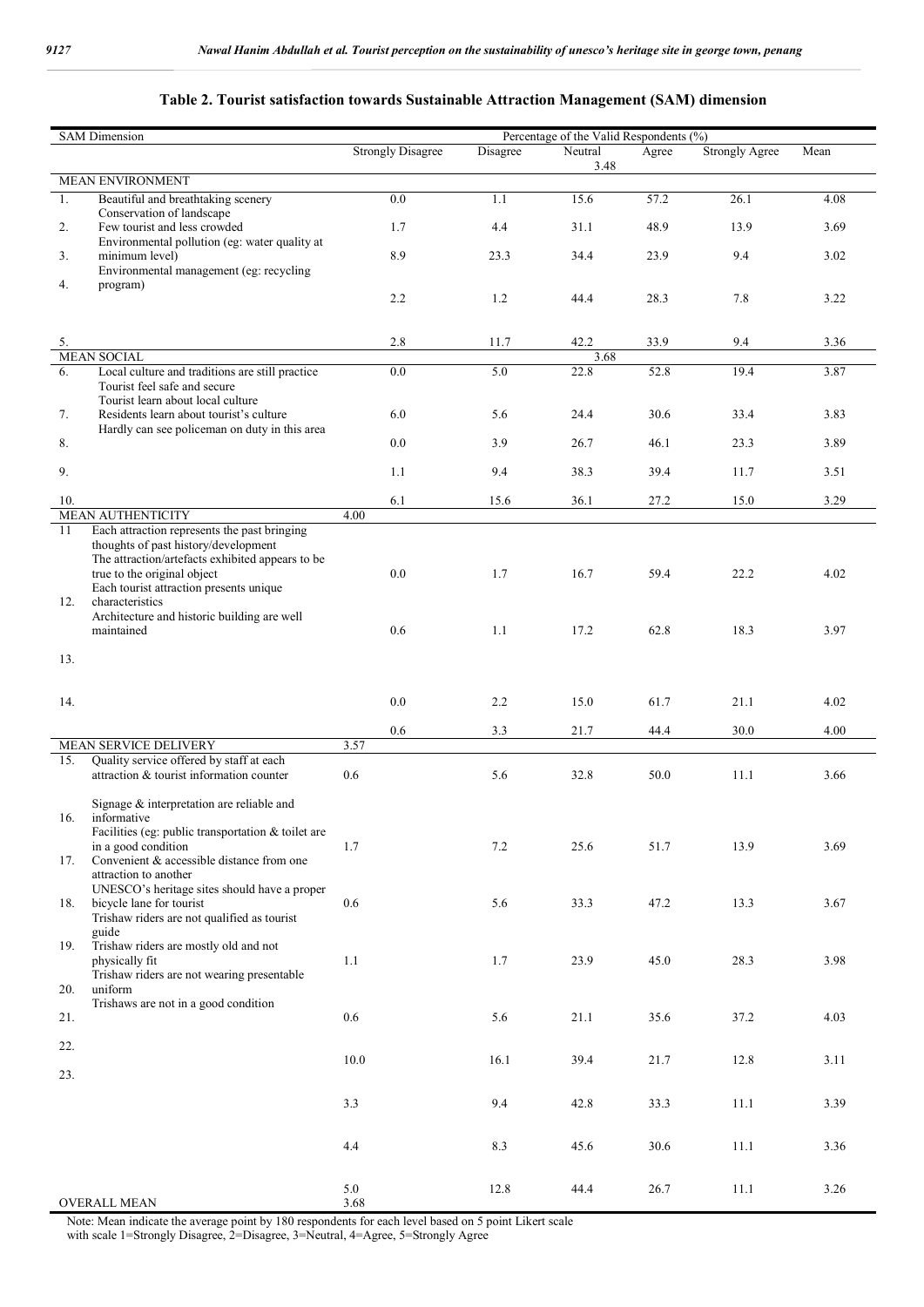**Table 2. Tourist satisfaction towards Sustainable Attraction Management (SAM) dimension**

| | SAM Dimension | Percentage of the Valid Respondents (%) | | | | | |
|---|---|---|---|---|---|---|---|
| | | Strongly Disagree | Disagree | Neutral | Agree | Strongly Agree | Mean |
| | MEAN ENVIRONMENT | | | | | | 3.48 |
| 1. | Beautiful and breathtaking scenery | 0.0 | 1.1 | 15.6 | 57.2 | 26.1 | 4.08 |
| 2. | Conservation of landscape | 1.7 | 4.4 | 31.1 | 48.9 | 13.9 | 3.69 |
| 3. | Few tourist and less crowded | 8.9 | 23.3 | 34.4 | 23.9 | 9.4 | 3.02 |
| 4. | Environmental pollution (eg: water quality at minimum level) | 2.2 | 1.2 | 44.4 | 28.3 | 7.8 | 3.22 |
| 5. | Environmental management (eg: recycling program) | 2.8 | 11.7 | 42.2 | 33.9 | 9.4 | 3.36 |
| | MEAN SOCIAL | | | | | | 3.68 |
| 6. | Local culture and traditions are still practice | 0.0 | 5.0 | 22.8 | 52.8 | 19.4 | 3.87 |
| 7. | Tourist feel safe and secure | 6.0 | 5.6 | 24.4 | 30.6 | 33.4 | 3.83 |
| 8. | Tourist learn about local culture | 0.0 | 3.9 | 26.7 | 46.1 | 23.3 | 3.89 |
| 9. | Residents learn about tourist's culture | 1.1 | 9.4 | 38.3 | 39.4 | 11.7 | 3.51 |
| 10. | Hardly can see policeman on duty in this area | 6.1 | 15.6 | 36.1 | 27.2 | 15.0 | 3.29 |
| | MEAN AUTHENTICITY | | | | | | 4.00 |
| 11 | Each attraction represents the past bringing thoughts of past history/development | 0.0 | 1.7 | 16.7 | 59.4 | 22.2 | 4.02 |
| 12. | The attraction/artefacts exhibited appears to be true to the original object | 0.6 | 1.1 | 17.2 | 62.8 | 18.3 | 3.97 |
| 13. | Each tourist attraction presents unique characteristics | 0.0 | 2.2 | 15.0 | 61.7 | 21.1 | 4.02 |
| 14. | Architecture and historic building are well maintained | 0.6 | 3.3 | 21.7 | 44.4 | 30.0 | 4.00 |
| | MEAN SERVICE DELIVERY | | | | | | 3.57 |
| 15. | Quality service offered by staff at each attraction & tourist information counter | 0.6 | 5.6 | 32.8 | 50.0 | 11.1 | 3.66 |
| 16. | Signage & interpretation are reliable and informative | 1.7 | 7.2 | 25.6 | 51.7 | 13.9 | 3.69 |
| 17. | Facilities (eg: public transportation & toilet are in a good condition | 0.6 | 5.6 | 33.3 | 47.2 | 13.3 | 3.67 |
| 18. | Convenient & accessible distance from one attraction to another | 1.1 | 1.7 | 23.9 | 45.0 | 28.3 | 3.98 |
| 19. | UNESCO's heritage sites should have a proper bicycle lane for tourist | 0.6 | 5.6 | 21.1 | 35.6 | 37.2 | 4.03 |
| 20. | Trishaw riders are not qualified as tourist guide | 10.0 | 16.1 | 39.4 | 21.7 | 12.8 | 3.11 |
| 21. | Trishaw riders are mostly old and not physically fit | 3.3 | 9.4 | 42.8 | 33.3 | 11.1 | 3.39 |
| 22. | Trishaw riders are not wearing presentable uniform | 4.4 | 8.3 | 45.6 | 30.6 | 11.1 | 3.36 |
| 23. | Trishaws are not in a good condition | 5.0 | 12.8 | 44.4 | 26.7 | 11.1 | 3.26 |
| | OVERALL MEAN | | | | | | 3.68 |

Note: Mean indicate the average point by 180 respondents for each level based on 5 point Likert scale with scale 1=Strongly Disagree, 2=Disagree, 3=Neutral, 4=Agree, 5=Strongly Agree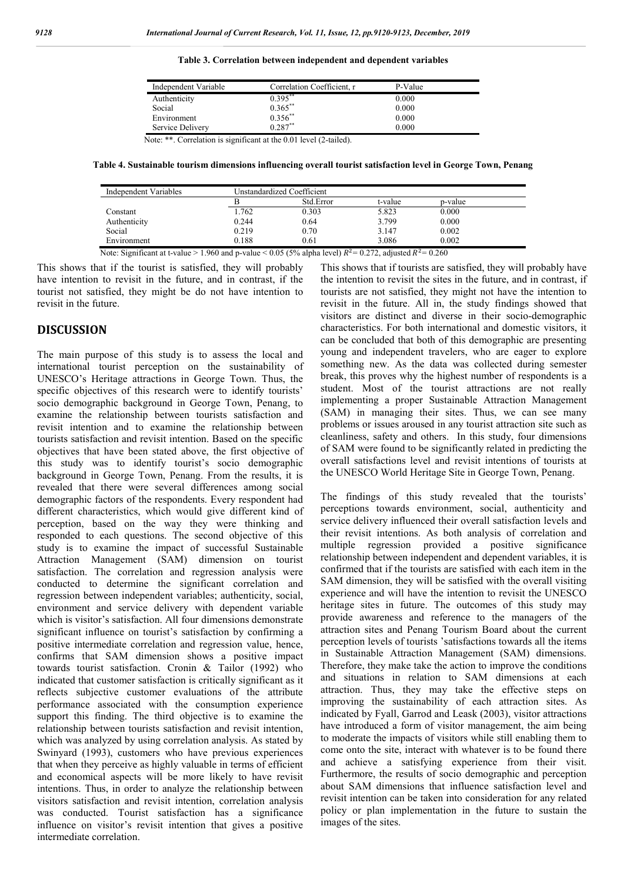**Table 3. Correlation between independent and dependent variables**

| Independent Variable | Correlation Coefficient, r | P-Value |
|---|---|---|
| Authenticity | 0.395** | 0.000 |
| Social | 0.365** | 0.000 |
| Environment | 0.356** | 0.000 |
| Service Delivery | 0.287** | 0.000 |

Note: **. Correlation is significant at the 0.01 level (2-tailed).

**Table 4. Sustainable tourism dimensions influencing overall tourist satisfaction level in George Town, Penang**

| Independent Variables | Unstandardized Coefficient | | | |
|---|---|---|---|---|
| | B | Std.Error | t-value | p-value |
| Constant | 1.762 | 0.303 | 5.823 | 0.000 |
| Authenticity | 0.244 | 0.64 | 3.799 | 0.000 |
| Social | 0.219 | 0.70 | 3.147 | 0.002 |
| Environment | 0.188 | 0.61 | 3.086 | 0.002 |

Note: Significant at t-value > 1.960 and p-value < 0.05 (5% alpha level) $R^2$= 0.272, adjusted $R^2$= 0.260

This shows that if the tourist is satisfied, they will probably have intention to revisit in the future, and in contrast, if the tourist not satisfied, they might be do not have intention to revisit in the future.

## DISCUSSION

The main purpose of this study is to assess the local and international tourist perception on the sustainability of UNESCO's Heritage attractions in George Town. Thus, the specific objectives of this research were to identify tourists' socio demographic background in George Town, Penang, to examine the relationship between tourists satisfaction and revisit intention and to examine the relationship between tourists satisfaction and revisit intention. Based on the specific objectives that have been stated above, the first objective of this study was to identify tourist's socio demographic background in George Town, Penang. From the results, it is revealed that there were several differences among social demographic factors of the respondents. Every respondent had different characteristics, which would give different kind of perception, based on the way they were thinking and responded to each questions. The second objective of this study is to examine the impact of successful Sustainable Attraction Management (SAM) dimension on tourist satisfaction. The correlation and regression analysis were conducted to determine the significant correlation and regression between independent variables; authenticity, social, environment and service delivery with dependent variable which is visitor's satisfaction. All four dimensions demonstrate significant influence on tourist's satisfaction by confirming a positive intermediate correlation and regression value, hence, confirms that SAM dimension shows a positive impact towards tourist satisfaction. Cronin & Tailor (1992) who indicated that customer satisfaction is critically significant as it reflects subjective customer evaluations of the attribute performance associated with the consumption experience support this finding. The third objective is to examine the relationship between tourists satisfaction and revisit intention, which was analyzed by using correlation analysis. As stated by Swinyard (1993), customers who have previous experiences that when they perceive as highly valuable in terms of efficient and economical aspects will be more likely to have revisit intentions. Thus, in order to analyze the relationship between visitors satisfaction and revisit intention, correlation analysis was conducted. Tourist satisfaction has a significance influence on visitor's revisit intention that gives a positive intermediate correlation.

This shows that if tourists are satisfied, they will probably have the intention to revisit the sites in the future, and in contrast, if tourists are not satisfied, they might not have the intention to revisit in the future. All in, the study findings showed that visitors are distinct and diverse in their socio-demographic characteristics. For both international and domestic visitors, it can be concluded that both of this demographic are presenting young and independent travelers, who are eager to explore something new. As the data was collected during semester break, this proves why the highest number of respondents is a student. Most of the tourist attractions are not really implementing a proper Sustainable Attraction Management (SAM) in managing their sites. Thus, we can see many problems or issues aroused in any tourist attraction site such as cleanliness, safety and others. In this study, four dimensions of SAM were found to be significantly related in predicting the overall satisfactions level and revisit intentions of tourists at the UNESCO World Heritage Site in George Town, Penang.

The findings of this study revealed that the tourists' perceptions towards environment, social, authenticity and service delivery influenced their overall satisfaction levels and their revisit intentions. As both analysis of correlation and multiple regression provided a positive significance relationship between independent and dependent variables, it is confirmed that if the tourists are satisfied with each item in the SAM dimension, they will be satisfied with the overall visiting experience and will have the intention to revisit the UNESCO heritage sites in future. The outcomes of this study may provide awareness and reference to the managers of the attraction sites and Penang Tourism Board about the current perception levels of tourists 'satisfactions towards all the items in Sustainable Attraction Management (SAM) dimensions. Therefore, they make take the action to improve the conditions and situations in relation to SAM dimensions at each attraction. Thus, they may take the effective steps on improving the sustainability of each attraction sites. As indicated by Fyall, Garrod and Leask (2003), visitor attractions have introduced a form of visitor management, the aim being to moderate the impacts of visitors while still enabling them to come onto the site, interact with whatever is to be found there and achieve a satisfying experience from their visit. Furthermore, the results of socio demographic and perception about SAM dimensions that influence satisfaction level and revisit intention can be taken into consideration for any related policy or plan implementation in the future to sustain the images of the sites.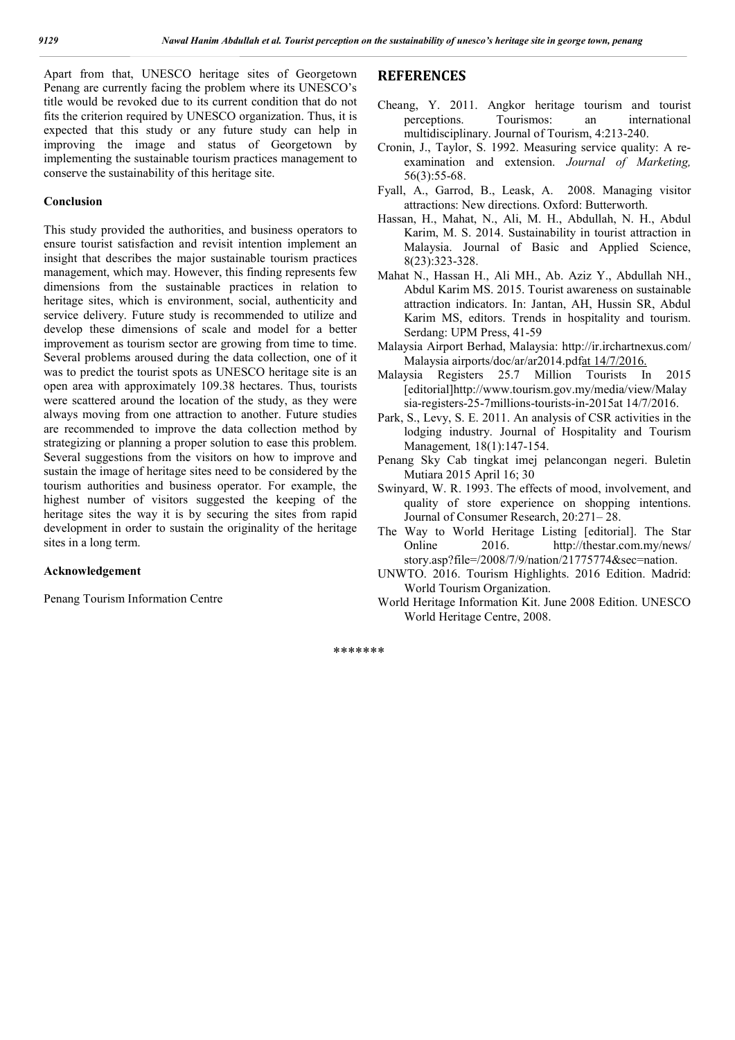Apart from that, UNESCO heritage sites of Georgetown Penang are currently facing the problem where its UNESCO's title would be revoked due to its current condition that do not fits the criterion required by UNESCO organization. Thus, it is expected that this study or any future study can help in improving the image and status of Georgetown by implementing the sustainable tourism practices management to conserve the sustainability of this heritage site.

### Conclusion

This study provided the authorities, and business operators to ensure tourist satisfaction and revisit intention implement an insight that describes the major sustainable tourism practices management, which may. However, this finding represents few dimensions from the sustainable practices in relation to heritage sites, which is environment, social, authenticity and service delivery. Future study is recommended to utilize and develop these dimensions of scale and model for a better improvement as tourism sector are growing from time to time. Several problems aroused during the data collection, one of it was to predict the tourist spots as UNESCO heritage site is an open area with approximately 109.38 hectares. Thus, tourists were scattered around the location of the study, as they were always moving from one attraction to another. Future studies are recommended to improve the data collection method by strategizing or planning a proper solution to ease this problem. Several suggestions from the visitors on how to improve and sustain the image of heritage sites need to be considered by the tourism authorities and business operator. For example, the highest number of visitors suggested the keeping of the heritage sites the way it is by securing the sites from rapid development in order to sustain the originality of the heritage sites in a long term.

### Acknowledgement

Penang Tourism Information Centre

## REFERENCES

Cheang, Y. 2011. Angkor heritage tourism and tourist perceptions. Tourismos: an international multidisciplinary. Journal of Tourism, 4:213-240.

Cronin, J., Taylor, S. 1992. Measuring service quality: A re-examination and extension. *Journal of Marketing,* 56(3):55-68.

Fyall, A., Garrod, B., Leask, A. 2008. Managing visitor attractions: New directions. Oxford: Butterworth.

Hassan, H., Mahat, N., Ali, M. H., Abdullah, N. H., Abdul Karim, M. S. 2014. Sustainability in tourist attraction in Malaysia. Journal of Basic and Applied Science, 8(23):323-328.

Mahat N., Hassan H., Ali MH., Ab. Aziz Y., Abdullah NH., Abdul Karim MS. 2015. Tourist awareness on sustainable attraction indicators. In: Jantan, AH, Hussin SR, Abdul Karim MS, editors. Trends in hospitality and tourism. Serdang: UPM Press, 41-59

Malaysia Airport Berhad, Malaysia: http://ir.irchartnexus.com/Malaysia airports/doc/ar/ar2014.pdfat 14/7/2016.

Malaysia Registers 25.7 Million Tourists In 2015 [editorial]http://www.tourism.gov.my/media/view/Malaysia-registers-25-7millions-tourists-in-2015at 14/7/2016.

Park, S., Levy, S. E. 2011. An analysis of CSR activities in the lodging industry. Journal of Hospitality and Tourism Management*,* 18(1):147-154.

Penang Sky Cab tingkat imej pelancongan negeri. Buletin Mutiara 2015 April 16; 30

Swinyard, W. R. 1993. The effects of mood, involvement, and quality of store experience on shopping intentions. Journal of Consumer Research, 20:271– 28.

The Way to World Heritage Listing [editorial]. The Star Online 2016. http://thestar.com.my/news/story.asp?file=/2008/7/9/nation/21775774&sec=nation.

UNWTO. 2016. Tourism Highlights. 2016 Edition. Madrid: World Tourism Organization.

World Heritage Information Kit. June 2008 Edition. UNESCO World Heritage Centre, 2008.

*******